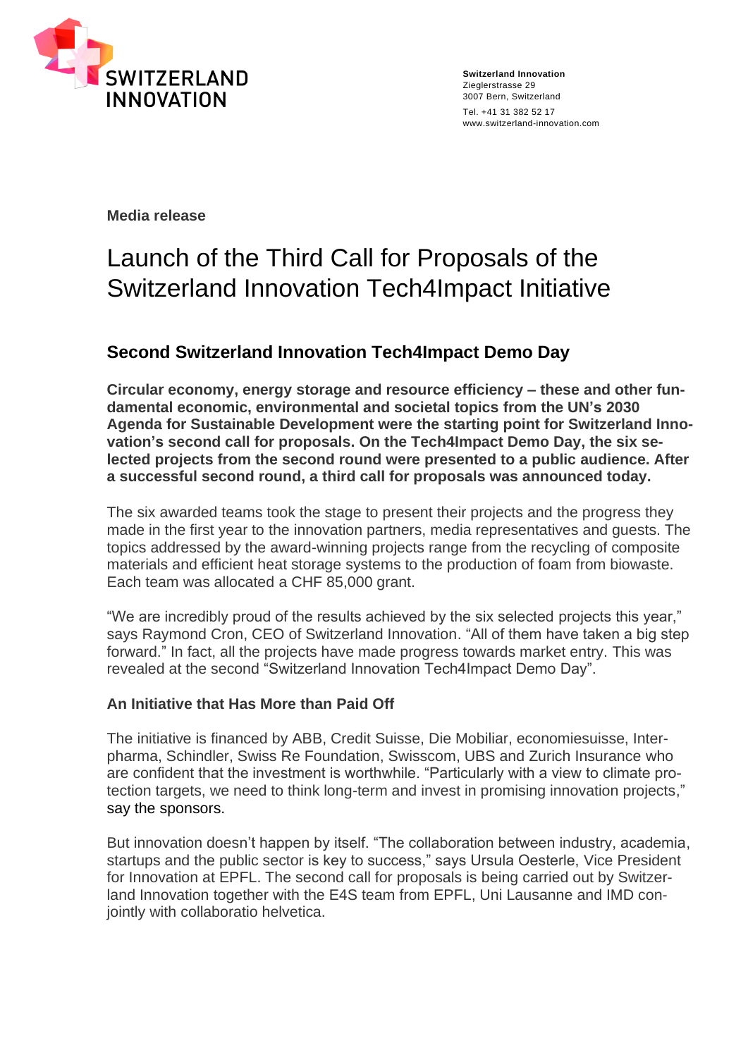**Switzerland Innovation**
Zieglerstrasse 29
3007 Bern, Switzerland
Tel. +41 31 382 52 17
www.switzerland-innovation.com

**Media release**

# Launch of the Third Call for Proposals of the Switzerland Innovation Tech4Impact Initiative

## Second Switzerland Innovation Tech4Impact Demo Day

**Circular economy, energy storage and resource efficiency – these and other fundamental economic, environmental and societal topics from the UN's 2030 Agenda for Sustainable Development were the starting point for Switzerland Innovation's second call for proposals. On the Tech4Impact Demo Day, the six selected projects from the second round were presented to a public audience. After a successful second round, a third call for proposals was announced today.**

The six awarded teams took the stage to present their projects and the progress they made in the first year to the innovation partners, media representatives and guests. The topics addressed by the award-winning projects range from the recycling of composite materials and efficient heat storage systems to the production of foam from biowaste. Each team was allocated a CHF 85,000 grant.

"We are incredibly proud of the results achieved by the six selected projects this year," says Raymond Cron, CEO of Switzerland Innovation. "All of them have taken a big step forward." In fact, all the projects have made progress towards market entry. This was revealed at the second "Switzerland Innovation Tech4Impact Demo Day".

### An Initiative that Has More than Paid Off

The initiative is financed by ABB, Credit Suisse, Die Mobiliar, economiesuisse, Interpharma, Schindler, Swiss Re Foundation, Swisscom, UBS and Zurich Insurance who are confident that the investment is worthwhile. "Particularly with a view to climate protection targets, we need to think long-term and invest in promising innovation projects," say the sponsors.

But innovation doesn't happen by itself. "The collaboration between industry, academia, startups and the public sector is key to success," says Ursula Oesterle, Vice President for Innovation at EPFL. The second call for proposals is being carried out by Switzerland Innovation together with the E4S team from EPFL, Uni Lausanne and IMD conjointly with collaboratio helvetica.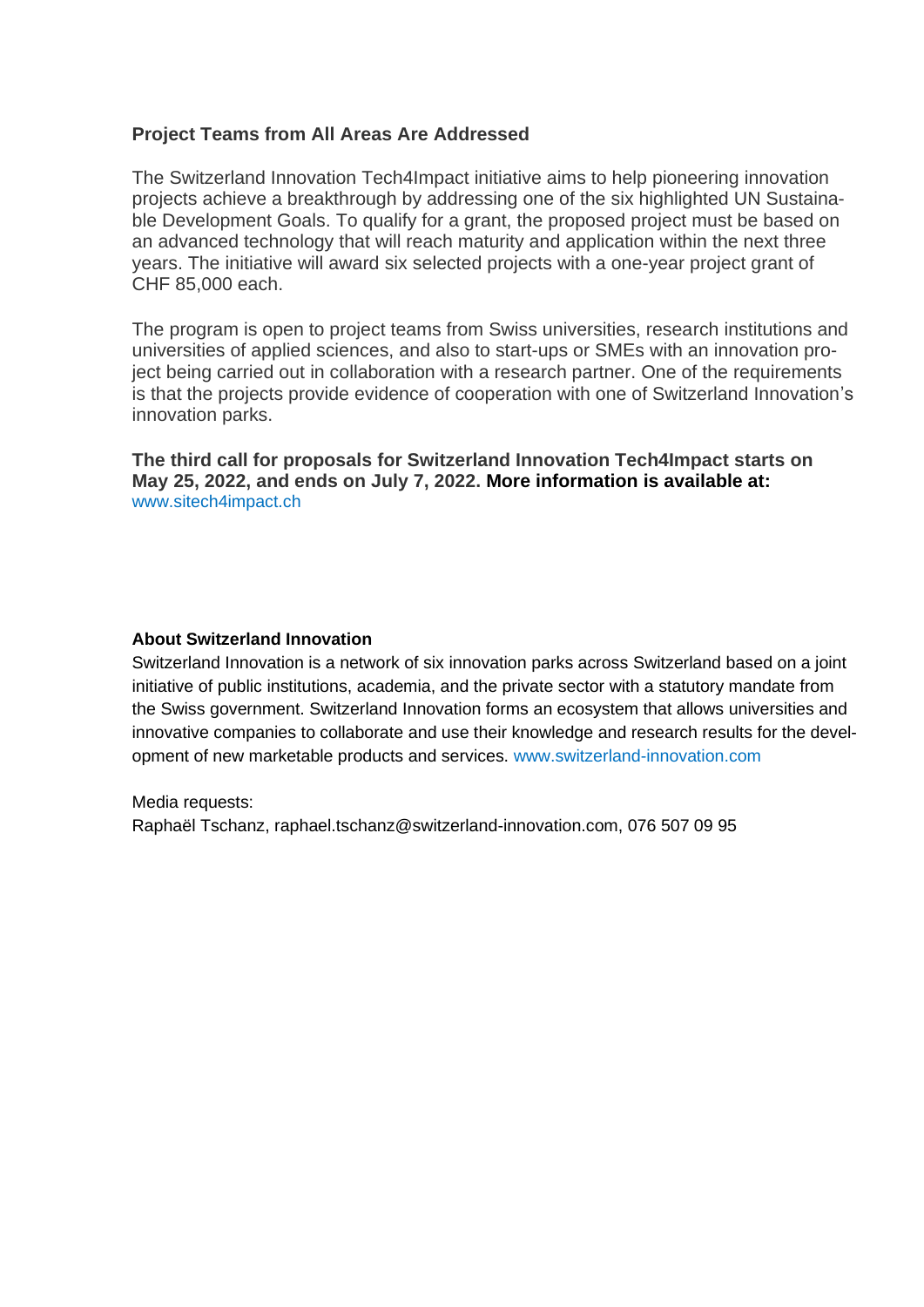### Project Teams from All Areas Are Addressed

The Switzerland Innovation Tech4Impact initiative aims to help pioneering innovation projects achieve a breakthrough by addressing one of the six highlighted UN Sustainable Development Goals. To qualify for a grant, the proposed project must be based on an advanced technology that will reach maturity and application within the next three years. The initiative will award six selected projects with a one-year project grant of CHF 85,000 each.

The program is open to project teams from Swiss universities, research institutions and universities of applied sciences, and also to start-ups or SMEs with an innovation project being carried out in collaboration with a research partner. One of the requirements is that the projects provide evidence of cooperation with one of Switzerland Innovation's innovation parks.

**The third call for proposals for Switzerland Innovation Tech4Impact starts on May 25, 2022, and ends on July 7, 2022. More information is available at:** www.sitech4impact.ch

**About Switzerland Innovation**
Switzerland Innovation is a network of six innovation parks across Switzerland based on a joint initiative of public institutions, academia, and the private sector with a statutory mandate from the Swiss government. Switzerland Innovation forms an ecosystem that allows universities and innovative companies to collaborate and use their knowledge and research results for the development of new marketable products and services. www.switzerland-innovation.com

Media requests:
Raphaël Tschanz, raphael.tschanz@switzerland-innovation.com, 076 507 09 95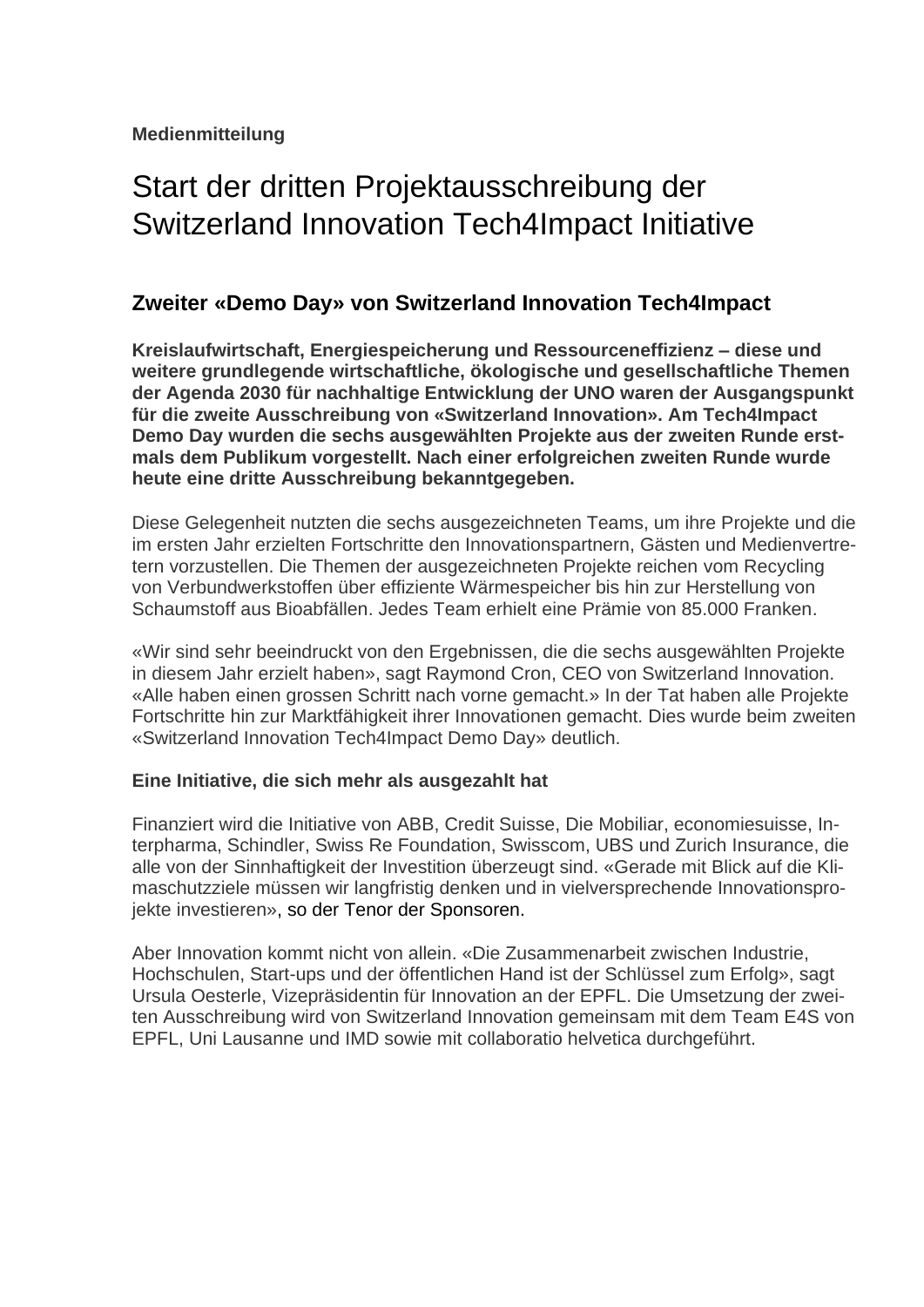**Medienmitteilung**

# Start der dritten Projektausschreibung der Switzerland Innovation Tech4Impact Initiative

## Zweiter «Demo Day» von Switzerland Innovation Tech4Impact

**Kreislaufwirtschaft, Energiespeicherung und Ressourceneffizienz – diese und weitere grundlegende wirtschaftliche, ökologische und gesellschaftliche Themen der Agenda 2030 für nachhaltige Entwicklung der UNO waren der Ausgangspunkt für die zweite Ausschreibung von «Switzerland Innovation». Am Tech4Impact Demo Day wurden die sechs ausgewählten Projekte aus der zweiten Runde erstmals dem Publikum vorgestellt. Nach einer erfolgreichen zweiten Runde wurde heute eine dritte Ausschreibung bekanntgegeben.**

Diese Gelegenheit nutzten die sechs ausgezeichneten Teams, um ihre Projekte und die im ersten Jahr erzielten Fortschritte den Innovationspartnern, Gästen und Medienvertretern vorzustellen. Die Themen der ausgezeichneten Projekte reichen vom Recycling von Verbundwerkstoffen über effiziente Wärmespeicher bis hin zur Herstellung von Schaumstoff aus Bioabfällen. Jedes Team erhielt eine Prämie von 85.000 Franken.

«Wir sind sehr beeindruckt von den Ergebnissen, die die sechs ausgewählten Projekte in diesem Jahr erzielt haben», sagt Raymond Cron, CEO von Switzerland Innovation. «Alle haben einen grossen Schritt nach vorne gemacht.» In der Tat haben alle Projekte Fortschritte hin zur Marktfähigkeit ihrer Innovationen gemacht. Dies wurde beim zweiten «Switzerland Innovation Tech4Impact Demo Day» deutlich.

**Eine Initiative, die sich mehr als ausgezahlt hat**

Finanziert wird die Initiative von ABB, Credit Suisse, Die Mobiliar, economiesuisse, Interpharma, Schindler, Swiss Re Foundation, Swisscom, UBS und Zurich Insurance, die alle von der Sinnhaftigkeit der Investition überzeugt sind. «Gerade mit Blick auf die Klimaschutzziele müssen wir langfristig denken und in vielversprechende Innovationsprojekte investieren», so der Tenor der Sponsoren.

Aber Innovation kommt nicht von allein. «Die Zusammenarbeit zwischen Industrie, Hochschulen, Start-ups und der öffentlichen Hand ist der Schlüssel zum Erfolg», sagt Ursula Oesterle, Vizepräsidentin für Innovation an der EPFL. Die Umsetzung der zweiten Ausschreibung wird von Switzerland Innovation gemeinsam mit dem Team E4S von EPFL, Uni Lausanne und IMD sowie mit collaboratio helvetica durchgeführt.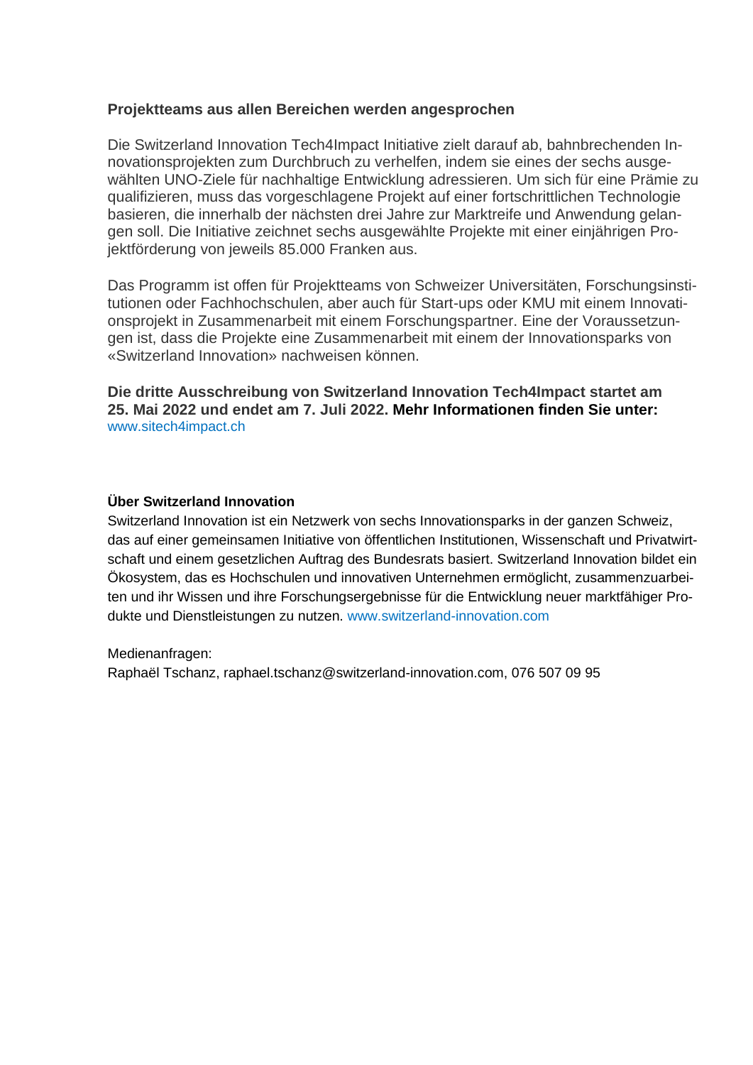**Projektteams aus allen Bereichen werden angesprochen**

Die Switzerland Innovation Tech4Impact Initiative zielt darauf ab, bahnbrechenden Innovationsprojekten zum Durchbruch zu verhelfen, indem sie eines der sechs ausgewählten UNO-Ziele für nachhaltige Entwicklung adressieren. Um sich für eine Prämie zu qualifizieren, muss das vorgeschlagene Projekt auf einer fortschrittlichen Technologie basieren, die innerhalb der nächsten drei Jahre zur Marktreife und Anwendung gelangen soll. Die Initiative zeichnet sechs ausgewählte Projekte mit einer einjährigen Projektförderung von jeweils 85.000 Franken aus.

Das Programm ist offen für Projektteams von Schweizer Universitäten, Forschungsinstitutionen oder Fachhochschulen, aber auch für Start-ups oder KMU mit einem Innovationsprojekt in Zusammenarbeit mit einem Forschungspartner. Eine der Voraussetzungen ist, dass die Projekte eine Zusammenarbeit mit einem der Innovationsparks von «Switzerland Innovation» nachweisen können.

**Die dritte Ausschreibung von Switzerland Innovation Tech4Impact startet am 25. Mai 2022 und endet am 7. Juli 2022. Mehr Informationen finden Sie unter:** www.sitech4impact.ch

**Über Switzerland Innovation**

Switzerland Innovation ist ein Netzwerk von sechs Innovationsparks in der ganzen Schweiz, das auf einer gemeinsamen Initiative von öffentlichen Institutionen, Wissenschaft und Privatwirtschaft und einem gesetzlichen Auftrag des Bundesrats basiert. Switzerland Innovation bildet ein Ökosystem, das es Hochschulen und innovativen Unternehmen ermöglicht, zusammenzuarbeiten und ihr Wissen und ihre Forschungsergebnisse für die Entwicklung neuer marktfähiger Produkte und Dienstleistungen zu nutzen. www.switzerland-innovation.com

Medienanfragen:
Raphaël Tschanz, raphael.tschanz@switzerland-innovation.com, 076 507 09 95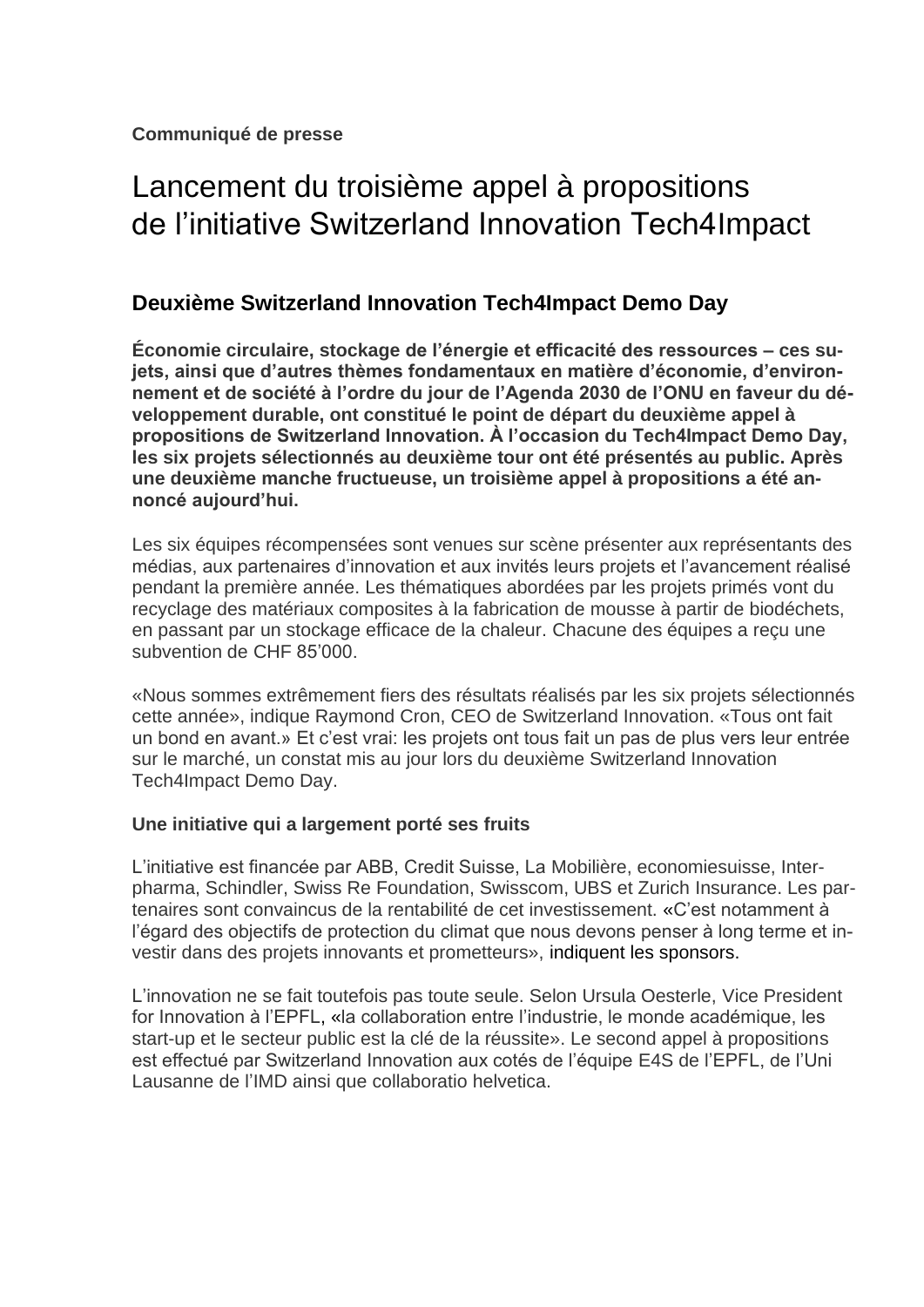**Communiqué de presse**

# Lancement du troisième appel à propositions de l'initiative Switzerland Innovation Tech4Impact

## Deuxième Switzerland Innovation Tech4Impact Demo Day

**Économie circulaire, stockage de l'énergie et efficacité des ressources – ces sujets, ainsi que d'autres thèmes fondamentaux en matière d'économie, d'environnement et de société à l'ordre du jour de l'Agenda 2030 de l'ONU en faveur du développement durable, ont constitué le point de départ du deuxième appel à propositions de Switzerland Innovation. À l'occasion du Tech4Impact Demo Day, les six projets sélectionnés au deuxième tour ont été présentés au public. Après une deuxième manche fructueuse, un troisième appel à propositions a été annoncé aujourd'hui.**

Les six équipes récompensées sont venues sur scène présenter aux représentants des médias, aux partenaires d'innovation et aux invités leurs projets et l'avancement réalisé pendant la première année. Les thématiques abordées par les projets primés vont du recyclage des matériaux composites à la fabrication de mousse à partir de biodéchets, en passant par un stockage efficace de la chaleur. Chacune des équipes a reçu une subvention de CHF 85'000.

«Nous sommes extrêmement fiers des résultats réalisés par les six projets sélectionnés cette année», indique Raymond Cron, CEO de Switzerland Innovation. «Tous ont fait un bond en avant.» Et c'est vrai: les projets ont tous fait un pas de plus vers leur entrée sur le marché, un constat mis au jour lors du deuxième Switzerland Innovation Tech4Impact Demo Day.

**Une initiative qui a largement porté ses fruits**

L'initiative est financée par ABB, Credit Suisse, La Mobilière, economiesuisse, Interpharma, Schindler, Swiss Re Foundation, Swisscom, UBS et Zurich Insurance. Les partenaires sont convaincus de la rentabilité de cet investissement. «C'est notamment à l'égard des objectifs de protection du climat que nous devons penser à long terme et investir dans des projets innovants et prometteurs», indiquent les sponsors.

L'innovation ne se fait toutefois pas toute seule. Selon Ursula Oesterle, Vice President for Innovation à l'EPFL, «la collaboration entre l'industrie, le monde académique, les start-up et le secteur public est la clé de la réussite». Le second appel à propositions est effectué par Switzerland Innovation aux cotés de l'équipe E4S de l'EPFL, de l'Uni Lausanne de l'IMD ainsi que collaboratio helvetica.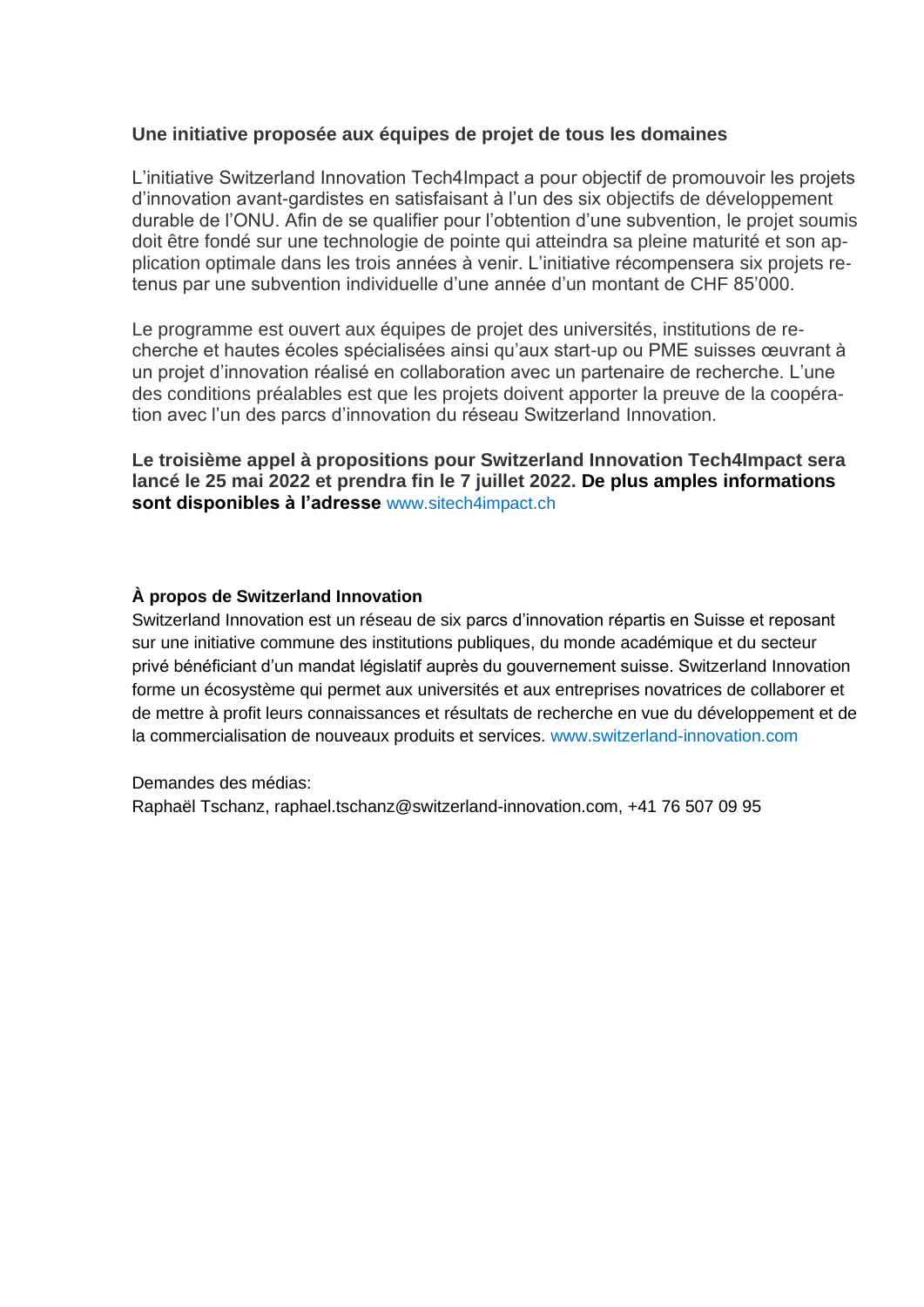**Une initiative proposée aux équipes de projet de tous les domaines**

L'initiative Switzerland Innovation Tech4Impact a pour objectif de promouvoir les projets d'innovation avant-gardistes en satisfaisant à l'un des six objectifs de développement durable de l'ONU. Afin de se qualifier pour l'obtention d'une subvention, le projet soumis doit être fondé sur une technologie de pointe qui atteindra sa pleine maturité et son application optimale dans les trois années à venir. L'initiative récompensera six projets retenus par une subvention individuelle d'une année d'un montant de CHF 85'000.

Le programme est ouvert aux équipes de projet des universités, institutions de recherche et hautes écoles spécialisées ainsi qu'aux start-up ou PME suisses œuvrant à un projet d'innovation réalisé en collaboration avec un partenaire de recherche. L'une des conditions préalables est que les projets doivent apporter la preuve de la coopération avec l'un des parcs d'innovation du réseau Switzerland Innovation.

**Le troisième appel à propositions pour Switzerland Innovation Tech4Impact sera lancé le 25 mai 2022 et prendra fin le 7 juillet 2022. De plus amples informations sont disponibles à l'adresse** www.sitech4impact.ch

**À propos de Switzerland Innovation**

Switzerland Innovation est un réseau de six parcs d'innovation répartis en Suisse et reposant sur une initiative commune des institutions publiques, du monde académique et du secteur privé bénéficiant d'un mandat législatif auprès du gouvernement suisse. Switzerland Innovation forme un écosystème qui permet aux universités et aux entreprises novatrices de collaborer et de mettre à profit leurs connaissances et résultats de recherche en vue du développement et de la commercialisation de nouveaux produits et services. www.switzerland-innovation.com

Demandes des médias:
Raphaël Tschanz, raphael.tschanz@switzerland-innovation.com, +41 76 507 09 95